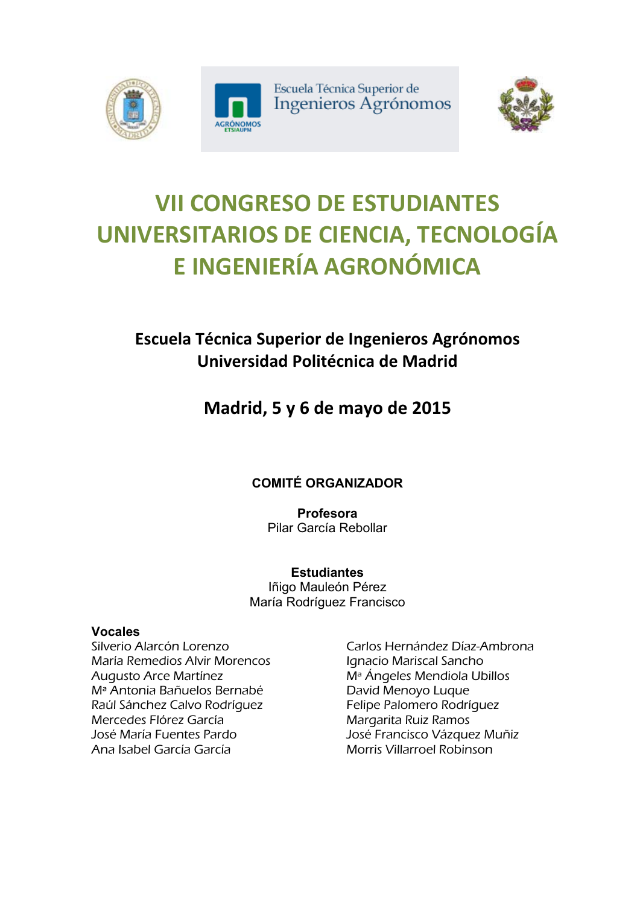Escuela Técnica Superior de Ingenieros Agrónomos

# VII CONGRESO DE ESTUDIANTES UNIVERSITARIOS DE CIENCIA, TECNOLOGÍA E INGENIERÍA AGRONÓMICA

## Escuela Técnica Superior de Ingenieros Agrónomos
## Universidad Politécnica de Madrid

## Madrid, 5 y 6 de mayo de 2015

**COMITÉ ORGANIZADOR**

**Profesora**
Pilar García Rebollar

**Estudiantes**
Iñigo Mauleón Pérez
María Rodríguez Francisco

**Vocales**

Silverio Alarcón Lorenzo
María Remedios Alvir Morencos
Augusto Arce Martínez
Mª Antonia Bañuelos Bernabé
Raúl Sánchez Calvo Rodríguez
Mercedes Flórez García
José María Fuentes Pardo
Ana Isabel García García
Carlos Hernández Díaz-Ambrona
Ignacio Mariscal Sancho
Mª Ángeles Mendiola Ubillos
David Menoyo Luque
Felipe Palomero Rodríguez
Margarita Ruiz Ramos
José Francisco Vázquez Muñiz
Morris Villarroel Robinson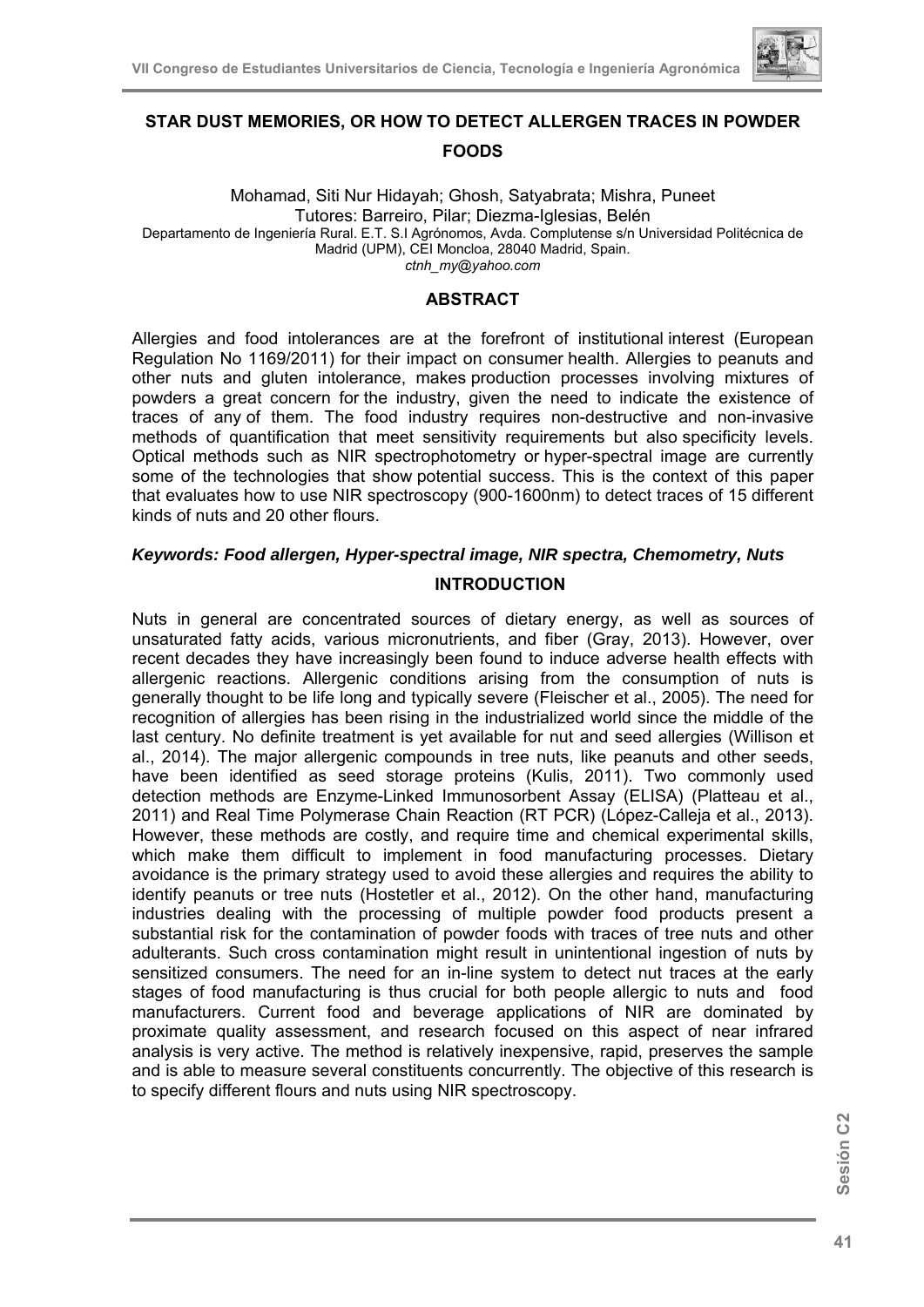# STAR DUST MEMORIES, OR HOW TO DETECT ALLERGEN TRACES IN POWDER FOODS

Mohamad, Siti Nur Hidayah; Ghosh, Satyabrata; Mishra, Puneet
Tutores: Barreiro, Pilar; Diezma-Iglesias, Belén
Departamento de Ingeniería Rural. E.T. S.I Agrónomos, Avda. Complutense s/n Universidad Politécnica de Madrid (UPM), CEI Moncloa, 28040 Madrid, Spain.
*ctnh_my@yahoo.com*

## ABSTRACT

Allergies and food intolerances are at the forefront of institutional interest (European Regulation No 1169/2011) for their impact on consumer health. Allergies to peanuts and other nuts and gluten intolerance, makes production processes involving mixtures of powders a great concern for the industry, given the need to indicate the existence of traces of any of them. The food industry requires non-destructive and non-invasive methods of quantification that meet sensitivity requirements but also specificity levels. Optical methods such as NIR spectrophotometry or hyper-spectral image are currently some of the technologies that show potential success. This is the context of this paper that evaluates how to use NIR spectroscopy (900-1600nm) to detect traces of 15 different kinds of nuts and 20 other flours.

***Keywords: Food allergen, Hyper-spectral image, NIR spectra, Chemometry, Nuts***

## INTRODUCTION

Nuts in general are concentrated sources of dietary energy, as well as sources of unsaturated fatty acids, various micronutrients, and fiber (Gray, 2013). However, over recent decades they have increasingly been found to induce adverse health effects with allergenic reactions. Allergenic conditions arising from the consumption of nuts is generally thought to be life long and typically severe (Fleischer et al., 2005). The need for recognition of allergies has been rising in the industrialized world since the middle of the last century. No definite treatment is yet available for nut and seed allergies (Willison et al., 2014). The major allergenic compounds in tree nuts, like peanuts and other seeds, have been identified as seed storage proteins (Kulis, 2011). Two commonly used detection methods are Enzyme-Linked Immunosorbent Assay (ELISA) (Platteau et al., 2011) and Real Time Polymerase Chain Reaction (RT PCR) (López-Calleja et al., 2013). However, these methods are costly, and require time and chemical experimental skills, which make them difficult to implement in food manufacturing processes. Dietary avoidance is the primary strategy used to avoid these allergies and requires the ability to identify peanuts or tree nuts (Hostetler et al., 2012). On the other hand, manufacturing industries dealing with the processing of multiple powder food products present a substantial risk for the contamination of powder foods with traces of tree nuts and other adulterants. Such cross contamination might result in unintentional ingestion of nuts by sensitized consumers. The need for an in-line system to detect nut traces at the early stages of food manufacturing is thus crucial for both people allergic to nuts and food manufacturers. Current food and beverage applications of NIR are dominated by proximate quality assessment, and research focused on this aspect of near infrared analysis is very active. The method is relatively inexpensive, rapid, preserves the sample and is able to measure several constituents concurrently. The objective of this research is to specify different flours and nuts using NIR spectroscopy.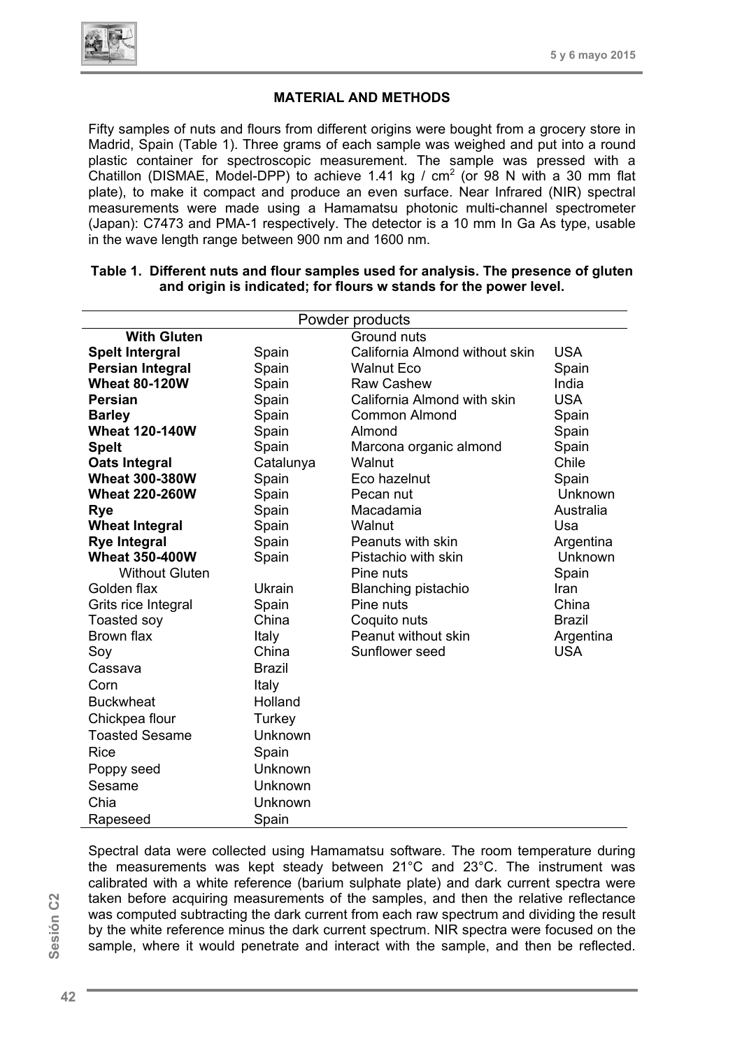## MATERIAL AND METHODS

Fifty samples of nuts and flours from different origins were bought from a grocery store in Madrid, Spain (Table 1). Three grams of each sample was weighed and put into a round plastic container for spectroscopic measurement. The sample was pressed with a Chatillon (DISMAE, Model-DPP) to achieve 1.41 kg / $cm^2$ (or 98 N with a 30 mm flat plate), to make it compact and produce an even surface. Near Infrared (NIR) spectral measurements were made using a Hamamatsu photonic multi-channel spectrometer (Japan): C7473 and PMA-1 respectively. The detector is a 10 mm In Ga As type, usable in the wave length range between 900 nm and 1600 nm.

**Table 1. Different nuts and flour samples used for analysis. The presence of gluten and origin is indicated; for flours w stands for the power level.**

| Powder products | | | |
|---|---|---|---|
| **With Gluten** | | Ground nuts | |
| **Spelt Intergral** | Spain | California Almond without skin | USA |
| **Persian Integral** | Spain | Walnut Eco | Spain |
| **Wheat 80-120W** | Spain | Raw Cashew | India |
| **Persian** | Spain | California Almond with skin | USA |
| **Barley** | Spain | Common Almond | Spain |
| **Wheat 120-140W** | Spain | Almond | Spain |
| **Spelt** | Spain | Marcona organic almond | Spain |
| **Oats Integral** | Catalunya | Walnut | Chile |
| **Wheat 300-380W** | Spain | Eco hazelnut | Spain |
| **Wheat 220-260W** | Spain | Pecan nut | Unknown |
| **Rye** | Spain | Macadamia | Australia |
| **Wheat Integral** | Spain | Walnut | Usa |
| **Rye Integral** | Spain | Peanuts with skin | Argentina |
| **Wheat 350-400W** | Spain | Pistachio with skin | Unknown |
| Without Gluten | | Pine nuts | Spain |
| Golden flax | Ukrain | Blanching pistachio | Iran |
| Grits rice Integral | Spain | Pine nuts | China |
| Toasted soy | China | Coquito nuts | Brazil |
| Brown flax | Italy | Peanut without skin | Argentina |
| Soy | China | Sunflower seed | USA |
| Cassava | Brazil | | |
| Corn | Italy | | |
| Buckwheat | Holland | | |
| Chickpea flour | Turkey | | |
| Toasted Sesame | Unknown | | |
| Rice | Spain | | |
| Poppy seed | Unknown | | |
| Sesame | Unknown | | |
| Chia | Unknown | | |
| Rapeseed | Spain | | |

Spectral data were collected using Hamamatsu software. The room temperature during the measurements was kept steady between 21°C and 23°C. The instrument was calibrated with a white reference (barium sulphate plate) and dark current spectra were taken before acquiring measurements of the samples, and then the relative reflectance was computed subtracting the dark current from each raw spectrum and dividing the result by the white reference minus the dark current spectrum. NIR spectra were focused on the sample, where it would penetrate and interact with the sample, and then be reflected.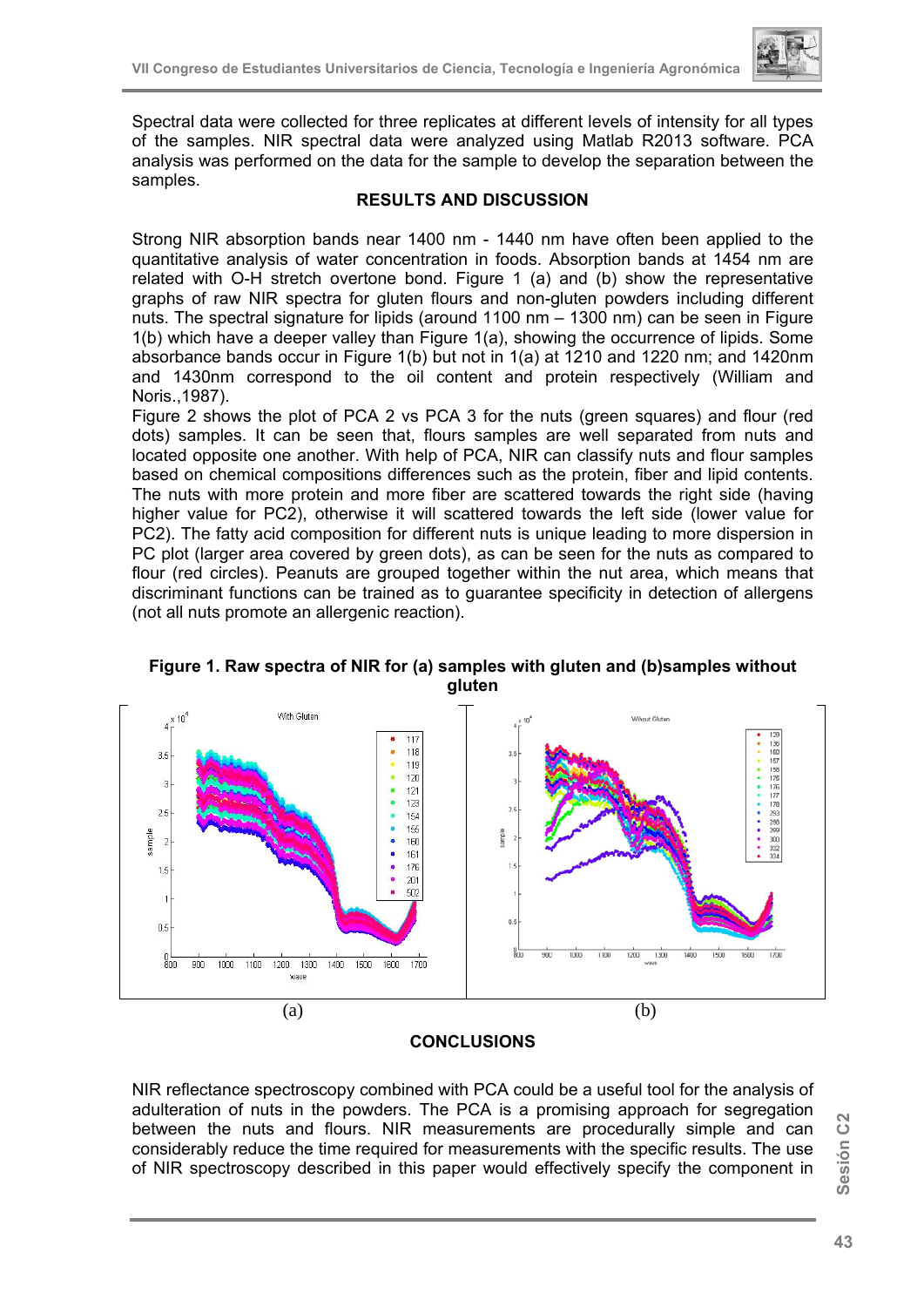Spectral data were collected for three replicates at different levels of intensity for all types of the samples. NIR spectral data were analyzed using Matlab R2013 software. PCA analysis was performed on the data for the sample to develop the separation between the samples.

## RESULTS AND DISCUSSION

Strong NIR absorption bands near 1400 nm - 1440 nm have often been applied to the quantitative analysis of water concentration in foods. Absorption bands at 1454 nm are related with O-H stretch overtone bond. Figure 1 (a) and (b) show the representative graphs of raw NIR spectra for gluten flours and non-gluten powders including different nuts. The spectral signature for lipids (around 1100 nm – 1300 nm) can be seen in Figure 1(b) which have a deeper valley than Figure 1(a), showing the occurrence of lipids. Some absorbance bands occur in Figure 1(b) but not in 1(a) at 1210 and 1220 nm; and 1420nm and 1430nm correspond to the oil content and protein respectively (William and Noris.,1987).

Figure 2 shows the plot of PCA 2 vs PCA 3 for the nuts (green squares) and flour (red dots) samples. It can be seen that, flours samples are well separated from nuts and located opposite one another. With help of PCA, NIR can classify nuts and flour samples based on chemical compositions differences such as the protein, fiber and lipid contents. The nuts with more protein and more fiber are scattered towards the right side (having higher value for PC2), otherwise it will scattered towards the left side (lower value for PC2). The fatty acid composition for different nuts is unique leading to more dispersion in PC plot (larger area covered by green dots), as can be seen for the nuts as compared to flour (red circles). Peanuts are grouped together within the nut area, which means that discriminant functions can be trained as to guarantee specificity in detection of allergens (not all nuts promote an allergenic reaction).

**Figure 1. Raw spectra of NIR for (a) samples with gluten and (b)samples without gluten**

With Gluten

x 10^4

sample

wave

117
118
119
120
121
123
154
155
160
161
176
201
502

Without Gluten

x 10^4

sample

wave

139
135
160
157
158
175
176
177
178
293
298
299
300
332
334

(a) (b)

## CONCLUSIONS

NIR reflectance spectroscopy combined with PCA could be a useful tool for the analysis of adulteration of nuts in the powders. The PCA is a promising approach for segregation between the nuts and flours. NIR measurements are procedurally simple and can considerably reduce the time required for measurements with the specific results. The use of NIR spectroscopy described in this paper would effectively specify the component in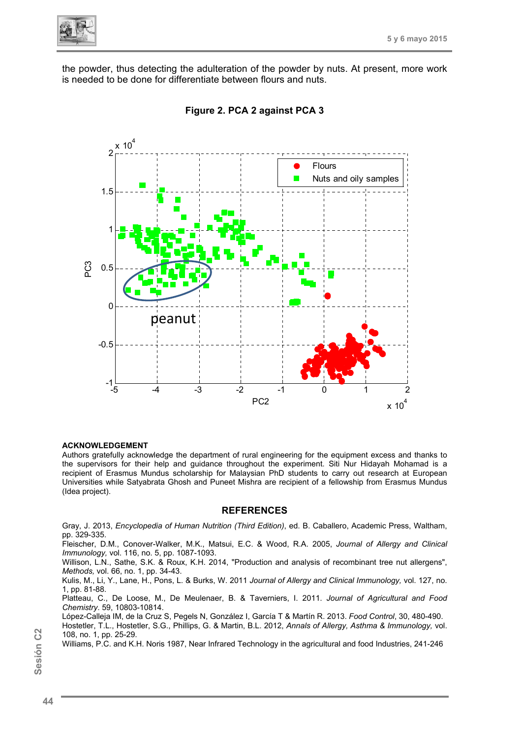the powder, thus detecting the adulteration of the powder by nuts. At present, more work is needed to be done for differentiate between flours and nuts.

**Figure 2. PCA 2 against PCA 3**

x $10^4$
2
1.5
1
0.5
0
-0.5
-1
PC3
-5
-4
-3
-2
-1
0
1
2
PC2
x $10^4$
Flours
Nuts and oily samples
peanut

**ACKNOWLEDGEMENT**

Authors gratefully acknowledge the department of rural engineering for the equipment excess and thanks to the supervisors for their help and guidance throughout the experiment. Siti Nur Hidayah Mohamad is a recipient of Erasmus Mundus scholarship for Malaysian PhD students to carry out research at European Universities while Satyabrata Ghosh and Puneet Mishra are recipient of a fellowship from Erasmus Mundus (Idea project).

## REFERENCES

Gray, J. 2013, *Encyclopedia of Human Nutrition (Third Edition)*, ed. B. Caballero, Academic Press, Waltham, pp. 329-335.

Fleischer, D.M., Conover-Walker, M.K., Matsui, E.C. & Wood, R.A. 2005, *Journal of Allergy and Clinical Immunology,* vol. 116, no. 5, pp. 1087-1093.

Willison, L.N., Sathe, S.K. & Roux, K.H. 2014, "Production and analysis of recombinant tree nut allergens", *Methods,* vol. 66, no. 1, pp. 34-43.

Kulis, M., Li, Y., Lane, H., Pons, L. & Burks, W. 2011 *Journal of Allergy and Clinical Immunology,* vol. 127, no. 1, pp. 81-88.

Platteau, C., De Loose, M., De Meulenaer, B. & Taverniers, I. 2011. *Journal of Agricultural and Food Chemistry*. 59, 10803-10814.

López-Calleja IM, de la Cruz S, Pegels N, González I, García T & Martín R. 2013. *Food Control*, 30, 480-490.

Hostetler, T.L., Hostetler, S.G., Phillips, G. & Martin, B.L. 2012, *Annals of Allergy, Asthma & Immunology,* vol. 108, no. 1, pp. 25-29.

Williams, P.C. and K.H. Noris 1987, Near Infrared Technology in the agricultural and food Industries, 241-246